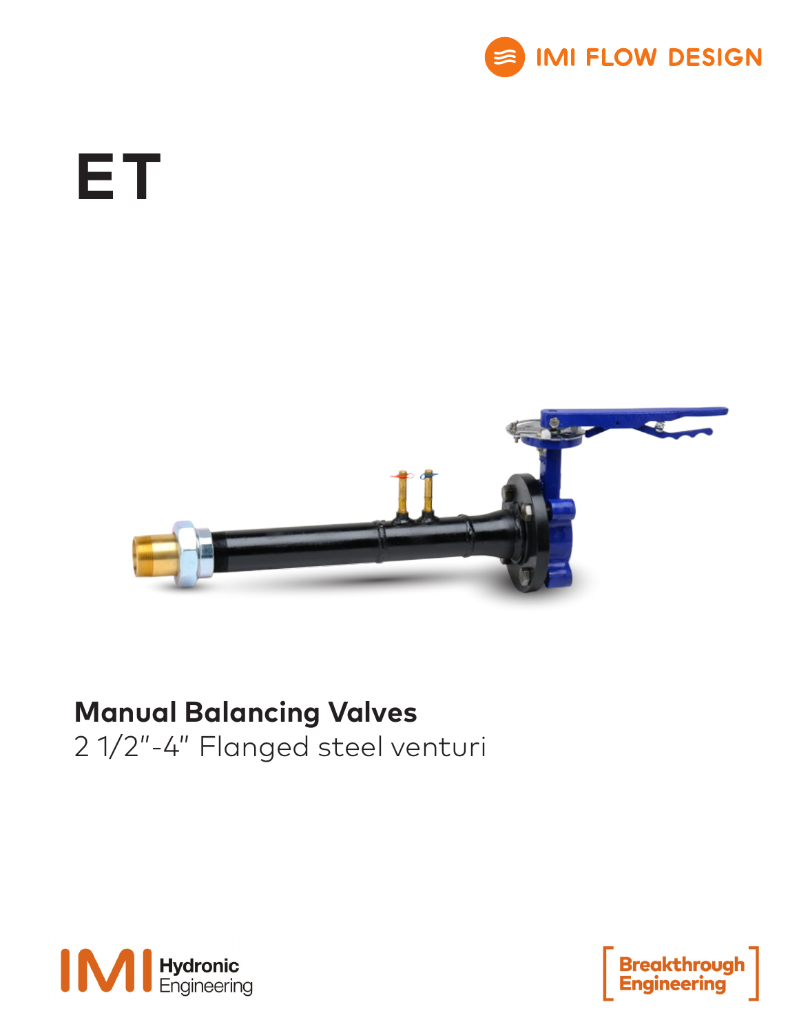IMI FLOW DESIGN

# ET

**Manual Balancing Valves**

2 1/2"-4" Flanged steel venturi

IMI Hydronic Engineering

Breakthrough Engineering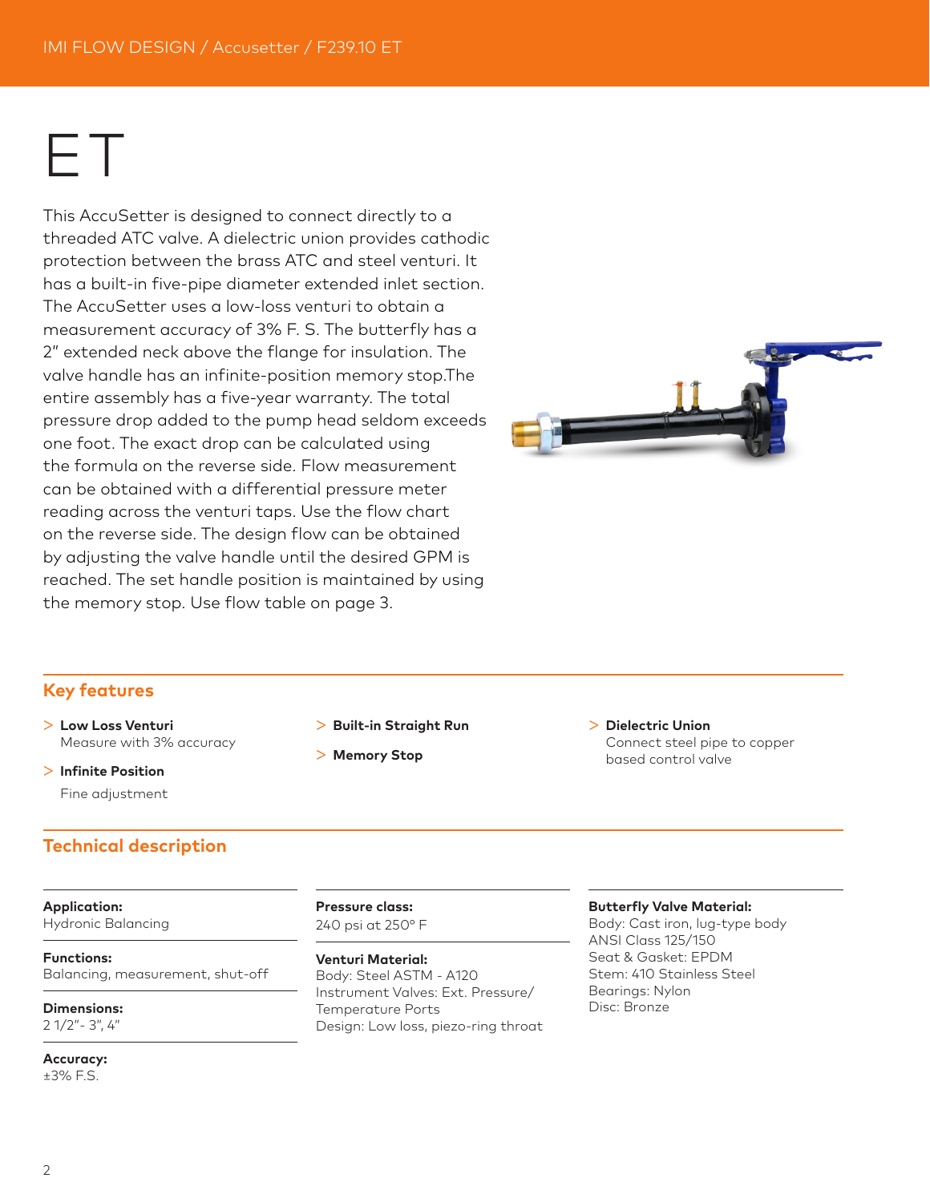# ET

This AccuSetter is designed to connect directly to a threaded ATC valve. A dielectric union provides cathodic protection between the brass ATC and steel venturi. It has a built-in five-pipe diameter extended inlet section. The AccuSetter uses a low-loss venturi to obtain a measurement accuracy of 3% F. S. The butterfly has a 2" extended neck above the flange for insulation. The valve handle has an infinite-position memory stop.The entire assembly has a five-year warranty. The total pressure drop added to the pump head seldom exceeds one foot. The exact drop can be calculated using the formula on the reverse side. Flow measurement can be obtained with a differential pressure meter reading across the venturi taps. Use the flow chart on the reverse side. The design flow can be obtained by adjusting the valve handle until the desired GPM is reached. The set handle position is maintained by using the memory stop. Use flow table on page 3.

## Key features

> **Low Loss Venturi**
> Measure with 3% accuracy

> **Infinite Position**
> Fine adjustment

> **Built-in Straight Run**

> **Memory Stop**

> **Dielectric Union**
> Connect steel pipe to copper based control valve

## Technical description

**Application:**
Hydronic Balancing

**Functions:**
Balancing, measurement, shut-off

**Dimensions:**
2 1/2"- 3", 4"

**Accuracy:**
±3% F.S.

**Pressure class:**
240 psi at 250° F

**Venturi Material:**
Body: Steel ASTM - A120
Instrument Valves: Ext. Pressure/Temperature Ports
Design: Low loss, piezo-ring throat

**Butterfly Valve Material:**
Body: Cast iron, lug-type body
ANSI Class 125/150
Seat & Gasket: EPDM
Stem: 410 Stainless Steel
Bearings: Nylon
Disc: Bronze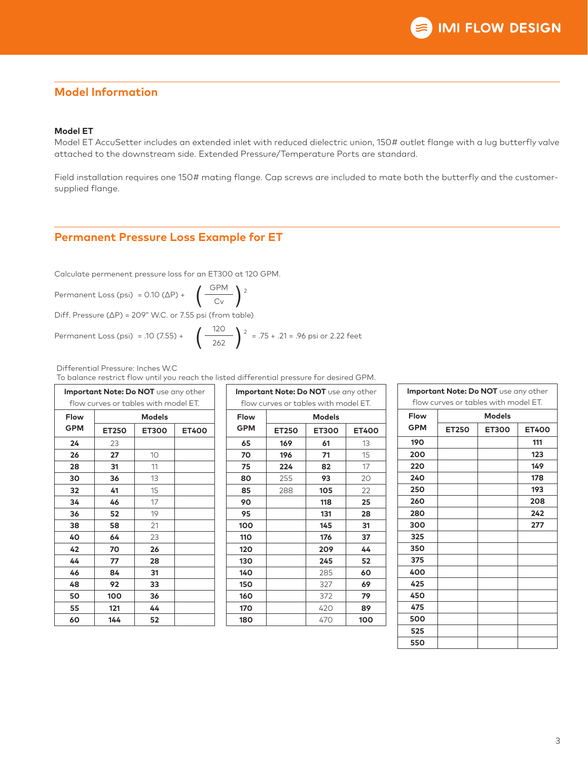## Model Information

**Model ET**

Model ET AccuSetter includes an extended inlet with reduced dielectric union, 150# outlet flange with a lug butterfly valve attached to the downstream side. Extended Pressure/Temperature Ports are standard.

Field installation requires one 150# mating flange. Cap screws are included to mate both the butterfly and the customer-supplied flange.

## Permanent Pressure Loss Example for ET

Calculate permenent pressure loss for an ET300 at 120 GPM.

$$\text{Permanent Loss (psi)} = 0.10\,(\Delta P) + \left(\frac{\text{GPM}}{\text{Cv}}\right)^2$$

Diff. Pressure (ΔP) = 209" W.C. or 7.55 psi (from table)

$$\text{Permanent Loss (psi)} = .10\,(7.55) + \left(\frac{120}{262}\right)^2 = .75 + .21 = .96 \text{ psi or } 2.22 \text{ feet}$$

Differential Pressure: Inches W.C

To balance restrict flow until you reach the listed differential pressure for desired GPM.

**Important Note: Do NOT** use any other flow curves or tables with model ET.

| Flow GPM | ET250 | ET300 | ET400 |
|---|---|---|---|
| **24** | 23 | | |
| **26** | **27** | 10 | |
| **28** | **31** | 11 | |
| **30** | **36** | 13 | |
| **32** | **41** | 15 | |
| **34** | **46** | 17 | |
| **36** | **52** | 19 | |
| **38** | **58** | 21 | |
| **40** | **64** | 23 | |
| **42** | **70** | **26** | |
| **44** | **77** | **28** | |
| **46** | **84** | **31** | |
| **48** | **92** | **33** | |
| **50** | **100** | **36** | |
| **55** | **121** | **44** | |
| **60** | **144** | **52** | |
| **65** | **169** | **61** | 13 |
| **70** | **196** | **71** | 15 |
| **75** | **224** | **82** | 17 |
| **80** | 255 | **93** | 20 |
| **85** | 288 | **105** | 22 |
| **90** | | **118** | **25** |
| **95** | | **131** | **28** |
| **100** | | **145** | **31** |
| **110** | | **176** | **37** |
| **120** | | **209** | **44** |
| **130** | | **245** | **52** |
| **140** | | 285 | **60** |
| **150** | | 327 | **69** |
| **160** | | 372 | **79** |
| **170** | | 420 | **89** |
| **180** | | 470 | **100** |
| **190** | | | **111** |
| **200** | | | **123** |
| **220** | | | **149** |
| **240** | | | **178** |
| **250** | | | **193** |
| **260** | | | **208** |
| **280** | | | **242** |
| **300** | | | **277** |
| **325** | | | |
| **350** | | | |
| **375** | | | |
| **400** | | | |
| **425** | | | |
| **450** | | | |
| **475** | | | |
| **500** | | | |
| **525** | | | |
| **550** | | | |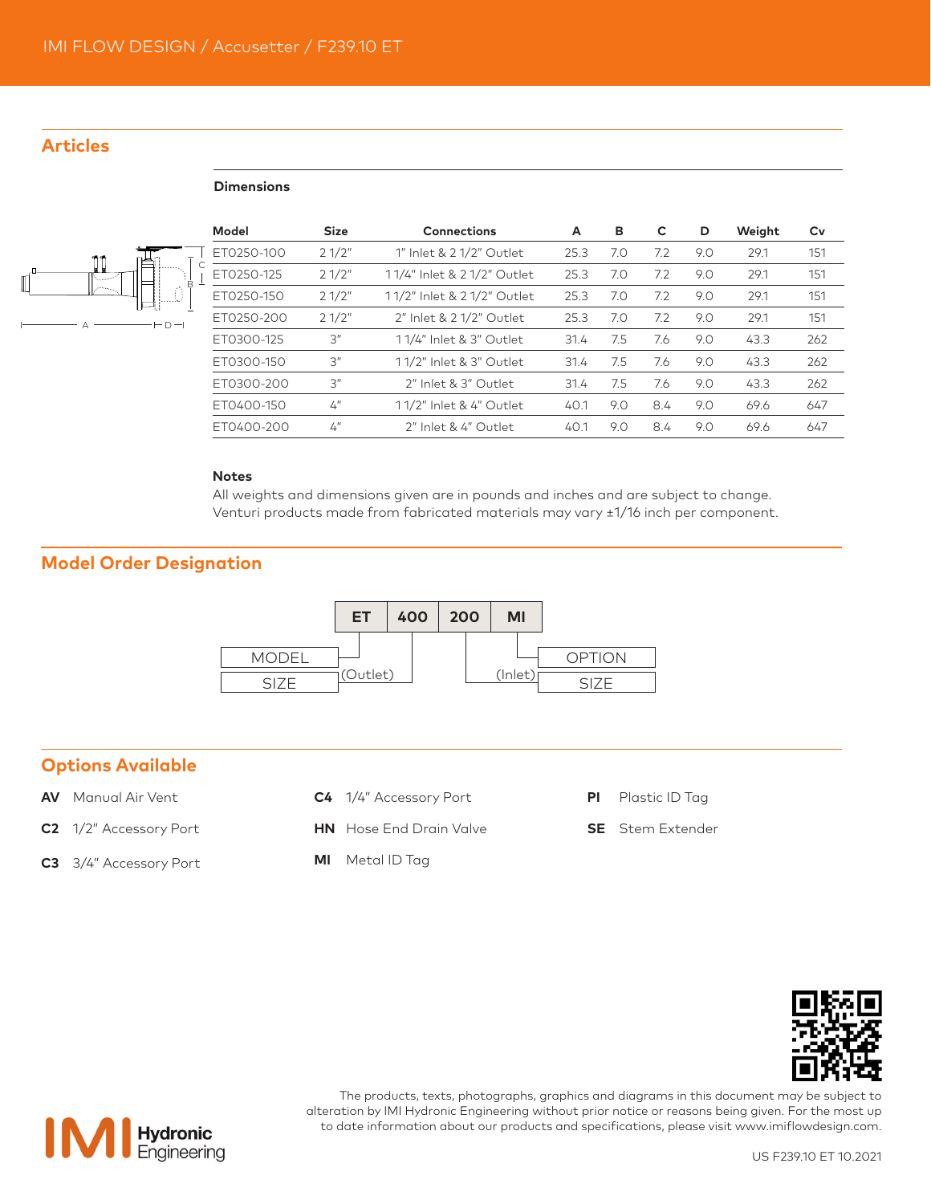## Articles

### Dimensions

| Model | Size | Connections | A | B | C | D | Weight | Cv |
|---|---|---|---|---|---|---|---|---|
| ET0250-100 | 2 1/2" | 1" Inlet & 2 1/2" Outlet | 25.3 | 7.0 | 7.2 | 9.0 | 29.1 | 151 |
| ET0250-125 | 2 1/2" | 1 1/4" Inlet & 2 1/2" Outlet | 25.3 | 7.0 | 7.2 | 9.0 | 29.1 | 151 |
| ET0250-150 | 2 1/2" | 1 1/2" Inlet & 2 1/2" Outlet | 25.3 | 7.0 | 7.2 | 9.0 | 29.1 | 151 |
| ET0250-200 | 2 1/2" | 2" Inlet & 2 1/2" Outlet | 25.3 | 7.0 | 7.2 | 9.0 | 29.1 | 151 |
| ET0300-125 | 3" | 1 1/4" Inlet & 3" Outlet | 31.4 | 7.5 | 7.6 | 9.0 | 43.3 | 262 |
| ET0300-150 | 3" | 1 1/2" Inlet & 3" Outlet | 31.4 | 7.5 | 7.6 | 9.0 | 43.3 | 262 |
| ET0300-200 | 3" | 2" Inlet & 3" Outlet | 31.4 | 7.5 | 7.6 | 9.0 | 43.3 | 262 |
| ET0400-150 | 4" | 1 1/2" Inlet & 4" Outlet | 40.1 | 9.0 | 8.4 | 9.0 | 69.6 | 647 |
| ET0400-200 | 4" | 2" Inlet & 4" Outlet | 40.1 | 9.0 | 8.4 | 9.0 | 69.6 | 647 |

**Notes**

All weights and dimensions given are in pounds and inches and are subject to change.
Venturi products made from fabricated materials may vary ±1/16 inch per component.

## Model Order Designation

| ET | 400 | 200 | MI |
|---|---|---|---|
| MODEL | SIZE (Outlet) | SIZE (Inlet) | OPTION |

## Options Available

- **AV** Manual Air Vent
- **C2** 1/2" Accessory Port
- **C3** 3/4" Accessory Port
- **C4** 1/4" Accessory Port
- **HN** Hose End Drain Valve
- **MI** Metal ID Tag
- **PI** Plastic ID Tag
- **SE** Stem Extender

The products, texts, photographs, graphics and diagrams in this document may be subject to alteration by IMI Hydronic Engineering without prior notice or reasons being given. For the most up to date information about our products and specifications, please visit www.imiflowdesign.com.

US F239.10 ET 10.2021